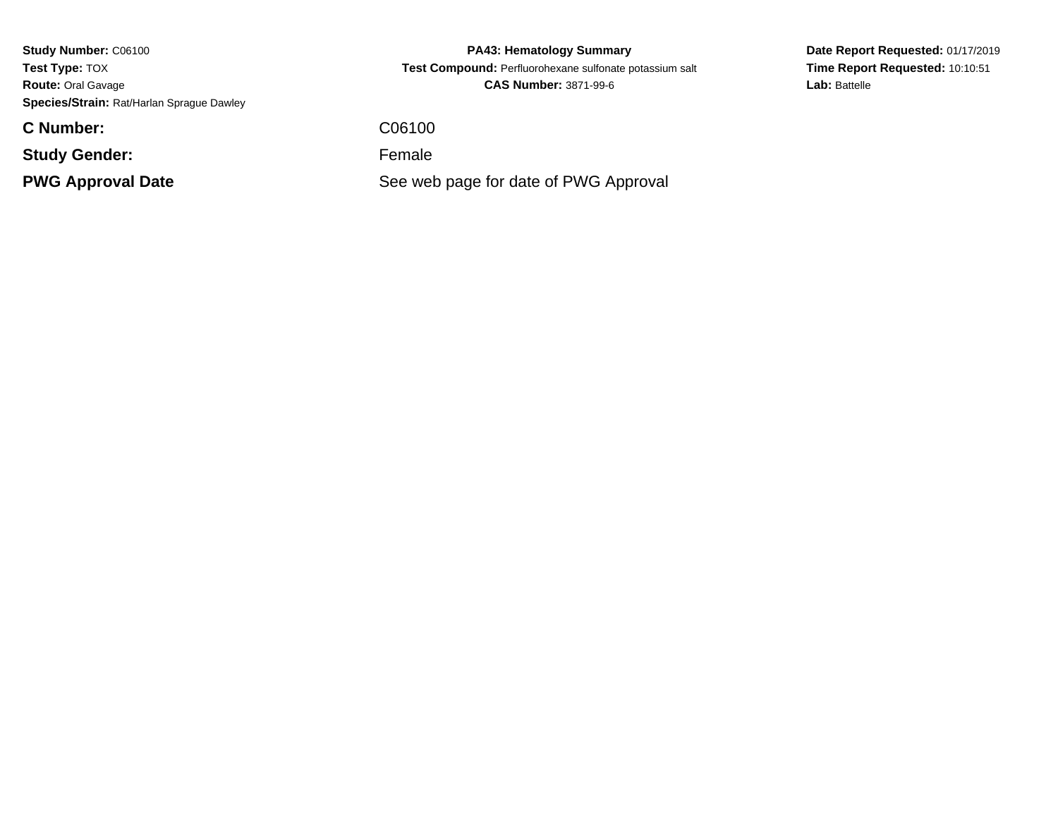**Study Number:** C06100
**Test Type:** TOX
**Route:** Oral Gavage
**Species/Strain:** Rat/Harlan Sprague Dawley

**PA43: Hematology Summary**
**Test Compound:** Perfluorohexane sulfonate potassium salt
**CAS Number:** 3871-99-6

**Date Report Requested:** 01/17/2019
**Time Report Requested:** 10:10:51
**Lab:** Battelle

| | |
|---|---|
| **C Number:** | C06100 |
| **Study Gender:** | Female |
| **PWG Approval Date** | See web page for date of PWG Approval |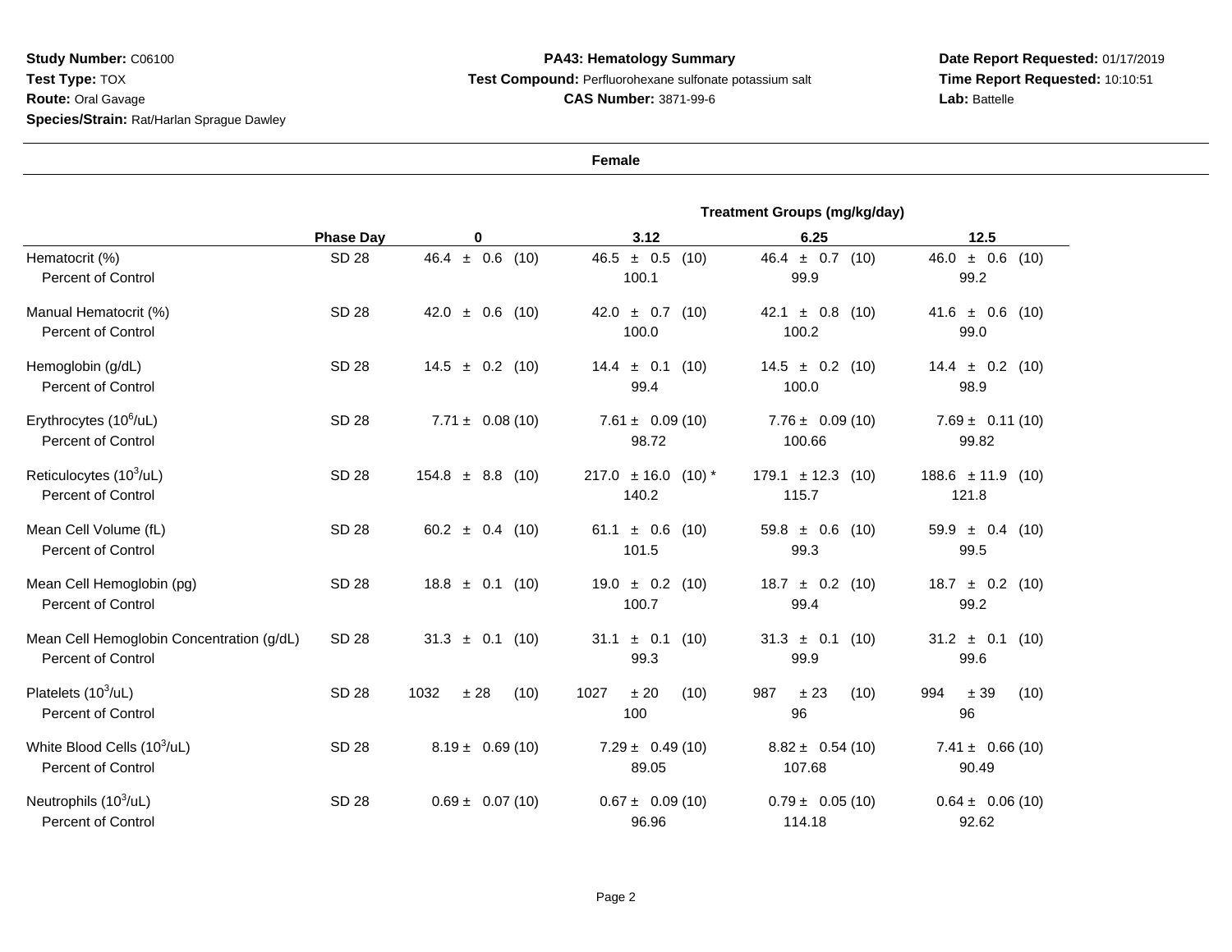**Study Number:** C06100
**Test Type:** TOX
**Route:** Oral Gavage
**Species/Strain:** Rat/Harlan Sprague Dawley

**PA43: Hematology Summary**
**Test Compound:** Perfluorohexane sulfonate potassium salt
**CAS Number:** 3871-99-6

**Date Report Requested:** 01/17/2019
**Time Report Requested:** 10:10:51
**Lab:** Battelle

**Female**

| | | | Treatment Groups (mg/kg/day) | | |
|---|---|---|---|---|---|
| | **Phase Day** | **0** | **3.12** | **6.25** | **12.5** |
| Hematocrit (%) | SD 28 | 46.4 ± 0.6 (10) | 46.5 ± 0.5 (10) | 46.4 ± 0.7 (10) | 46.0 ± 0.6 (10) |
| Percent of Control | | | 100.1 | 99.9 | 99.2 |
| Manual Hematocrit (%) | SD 28 | 42.0 ± 0.6 (10) | 42.0 ± 0.7 (10) | 42.1 ± 0.8 (10) | 41.6 ± 0.6 (10) |
| Percent of Control | | | 100.0 | 100.2 | 99.0 |
| Hemoglobin (g/dL) | SD 28 | 14.5 ± 0.2 (10) | 14.4 ± 0.1 (10) | 14.5 ± 0.2 (10) | 14.4 ± 0.2 (10) |
| Percent of Control | | | 99.4 | 100.0 | 98.9 |
| Erythrocytes ($10^6$/uL) | SD 28 | 7.71 ± 0.08 (10) | 7.61 ± 0.09 (10) | 7.76 ± 0.09 (10) | 7.69 ± 0.11 (10) |
| Percent of Control | | | 98.72 | 100.66 | 99.82 |
| Reticulocytes ($10^3$/uL) | SD 28 | 154.8 ± 8.8 (10) | 217.0 ± 16.0 (10) * | 179.1 ± 12.3 (10) | 188.6 ± 11.9 (10) |
| Percent of Control | | | 140.2 | 115.7 | 121.8 |
| Mean Cell Volume (fL) | SD 28 | 60.2 ± 0.4 (10) | 61.1 ± 0.6 (10) | 59.8 ± 0.6 (10) | 59.9 ± 0.4 (10) |
| Percent of Control | | | 101.5 | 99.3 | 99.5 |
| Mean Cell Hemoglobin (pg) | SD 28 | 18.8 ± 0.1 (10) | 19.0 ± 0.2 (10) | 18.7 ± 0.2 (10) | 18.7 ± 0.2 (10) |
| Percent of Control | | | 100.7 | 99.4 | 99.2 |
| Mean Cell Hemoglobin Concentration (g/dL) | SD 28 | 31.3 ± 0.1 (10) | 31.1 ± 0.1 (10) | 31.3 ± 0.1 (10) | 31.2 ± 0.1 (10) |
| Percent of Control | | | 99.3 | 99.9 | 99.6 |
| Platelets ($10^3$/uL) | SD 28 | 1032 ± 28 (10) | 1027 ± 20 (10) | 987 ± 23 (10) | 994 ± 39 (10) |
| Percent of Control | | | 100 | 96 | 96 |
| White Blood Cells ($10^3$/uL) | SD 28 | 8.19 ± 0.69 (10) | 7.29 ± 0.49 (10) | 8.82 ± 0.54 (10) | 7.41 ± 0.66 (10) |
| Percent of Control | | | 89.05 | 107.68 | 90.49 |
| Neutrophils ($10^3$/uL) | SD 28 | 0.69 ± 0.07 (10) | 0.67 ± 0.09 (10) | 0.79 ± 0.05 (10) | 0.64 ± 0.06 (10) |
| Percent of Control | | | 96.96 | 114.18 | 92.62 |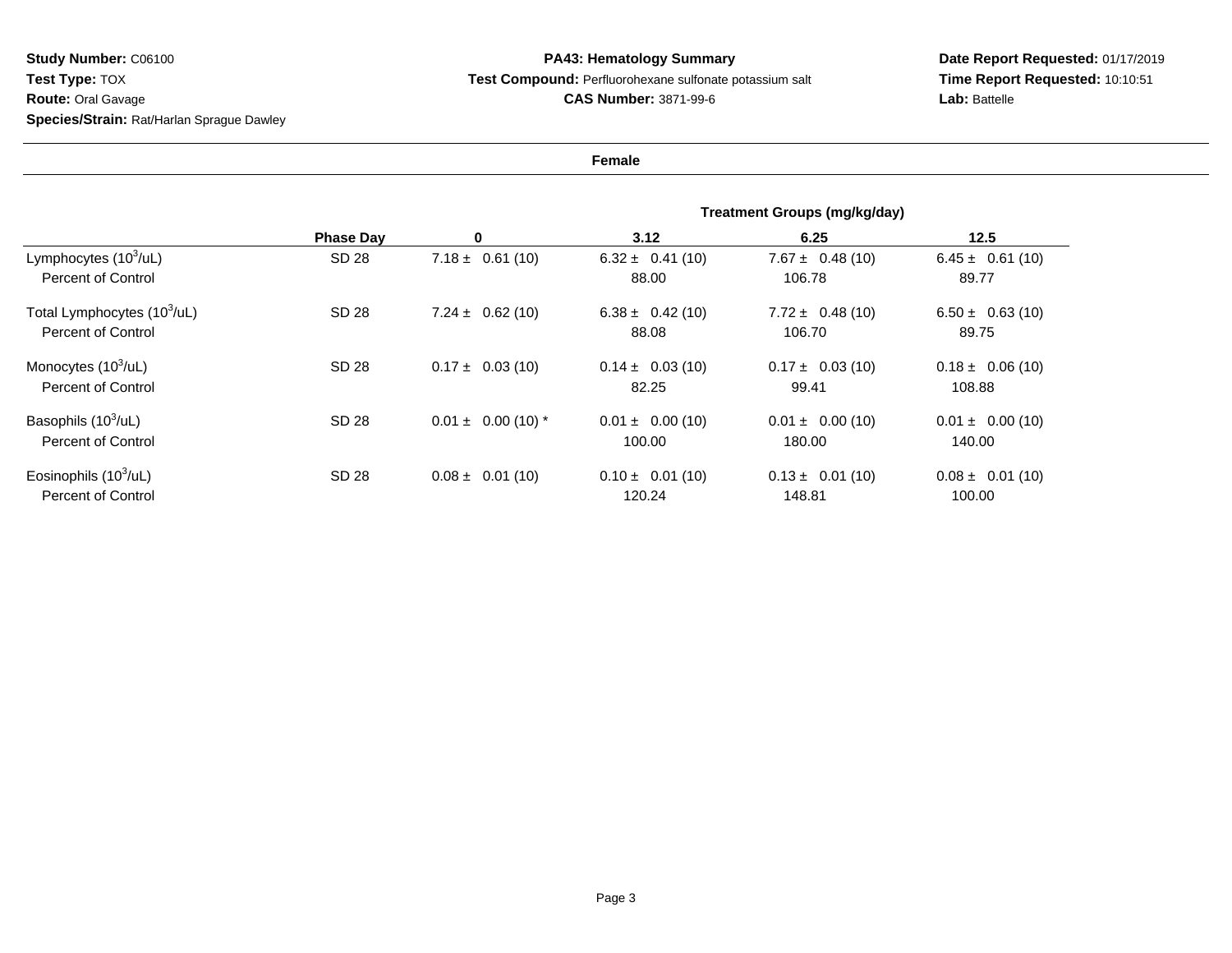**Study Number:** C06100
**Test Type:** TOX
**Route:** Oral Gavage
**Species/Strain:** Rat/Harlan Sprague Dawley

**PA43: Hematology Summary**
**Test Compound:** Perfluorohexane sulfonate potassium salt
**CAS Number:** 3871-99-6

**Date Report Requested:** 01/17/2019
**Time Report Requested:** 10:10:51
**Lab:** Battelle

**Female**

| | | Treatment Groups (mg/kg/day) | | | |
|---|---|---|---|---|---|
| | **Phase Day** | **0** | **3.12** | **6.25** | **12.5** |
| Lymphocytes ($10^3$/uL) | SD 28 | 7.18 ± 0.61 (10) | 6.32 ± 0.41 (10) | 7.67 ± 0.48 (10) | 6.45 ± 0.61 (10) |
| Percent of Control | | | 88.00 | 106.78 | 89.77 |
| Total Lymphocytes ($10^3$/uL) | SD 28 | 7.24 ± 0.62 (10) | 6.38 ± 0.42 (10) | 7.72 ± 0.48 (10) | 6.50 ± 0.63 (10) |
| Percent of Control | | | 88.08 | 106.70 | 89.75 |
| Monocytes ($10^3$/uL) | SD 28 | 0.17 ± 0.03 (10) | 0.14 ± 0.03 (10) | 0.17 ± 0.03 (10) | 0.18 ± 0.06 (10) |
| Percent of Control | | | 82.25 | 99.41 | 108.88 |
| Basophils ($10^3$/uL) | SD 28 | 0.01 ± 0.00 (10) * | 0.01 ± 0.00 (10) | 0.01 ± 0.00 (10) | 0.01 ± 0.00 (10) |
| Percent of Control | | | 100.00 | 180.00 | 140.00 |
| Eosinophils ($10^3$/uL) | SD 28 | 0.08 ± 0.01 (10) | 0.10 ± 0.01 (10) | 0.13 ± 0.01 (10) | 0.08 ± 0.01 (10) |
| Percent of Control | | | 120.24 | 148.81 | 100.00 |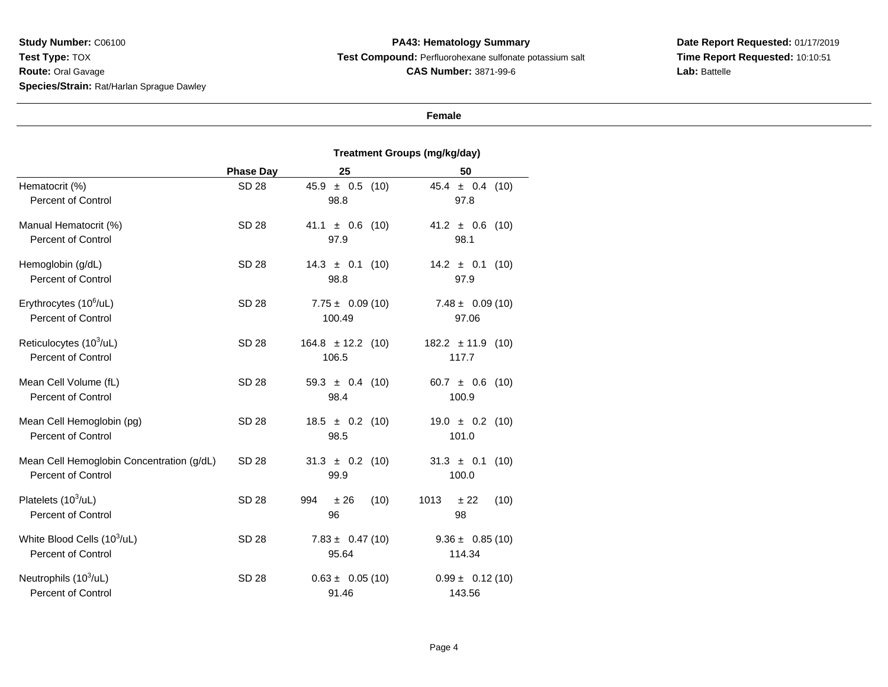**Study Number:** C06100
**Test Type:** TOX
**Route:** Oral Gavage
**Species/Strain:** Rat/Harlan Sprague Dawley

**PA43: Hematology Summary**
**Test Compound:** Perfluorohexane sulfonate potassium salt
**CAS Number:** 3871-99-6

**Date Report Requested:** 01/17/2019
**Time Report Requested:** 10:10:51
**Lab:** Battelle

**Female**

| | Phase Day | Treatment Groups (mg/kg/day) 25 | 50 |
|---|---|---|---|
| Hematocrit (%) | SD 28 | 45.9 ± 0.5 (10) | 45.4 ± 0.4 (10) |
| Percent of Control | | 98.8 | 97.8 |
| Manual Hematocrit (%) | SD 28 | 41.1 ± 0.6 (10) | 41.2 ± 0.6 (10) |
| Percent of Control | | 97.9 | 98.1 |
| Hemoglobin (g/dL) | SD 28 | 14.3 ± 0.1 (10) | 14.2 ± 0.1 (10) |
| Percent of Control | | 98.8 | 97.9 |
| Erythrocytes ($10^6$/uL) | SD 28 | 7.75 ± 0.09 (10) | 7.48 ± 0.09 (10) |
| Percent of Control | | 100.49 | 97.06 |
| Reticulocytes ($10^3$/uL) | SD 28 | 164.8 ± 12.2 (10) | 182.2 ± 11.9 (10) |
| Percent of Control | | 106.5 | 117.7 |
| Mean Cell Volume (fL) | SD 28 | 59.3 ± 0.4 (10) | 60.7 ± 0.6 (10) |
| Percent of Control | | 98.4 | 100.9 |
| Mean Cell Hemoglobin (pg) | SD 28 | 18.5 ± 0.2 (10) | 19.0 ± 0.2 (10) |
| Percent of Control | | 98.5 | 101.0 |
| Mean Cell Hemoglobin Concentration (g/dL) | SD 28 | 31.3 ± 0.2 (10) | 31.3 ± 0.1 (10) |
| Percent of Control | | 99.9 | 100.0 |
| Platelets ($10^3$/uL) | SD 28 | 994 ± 26 (10) | 1013 ± 22 (10) |
| Percent of Control | | 96 | 98 |
| White Blood Cells ($10^3$/uL) | SD 28 | 7.83 ± 0.47 (10) | 9.36 ± 0.85 (10) |
| Percent of Control | | 95.64 | 114.34 |
| Neutrophils ($10^3$/uL) | SD 28 | 0.63 ± 0.05 (10) | 0.99 ± 0.12 (10) |
| Percent of Control | | 91.46 | 143.56 |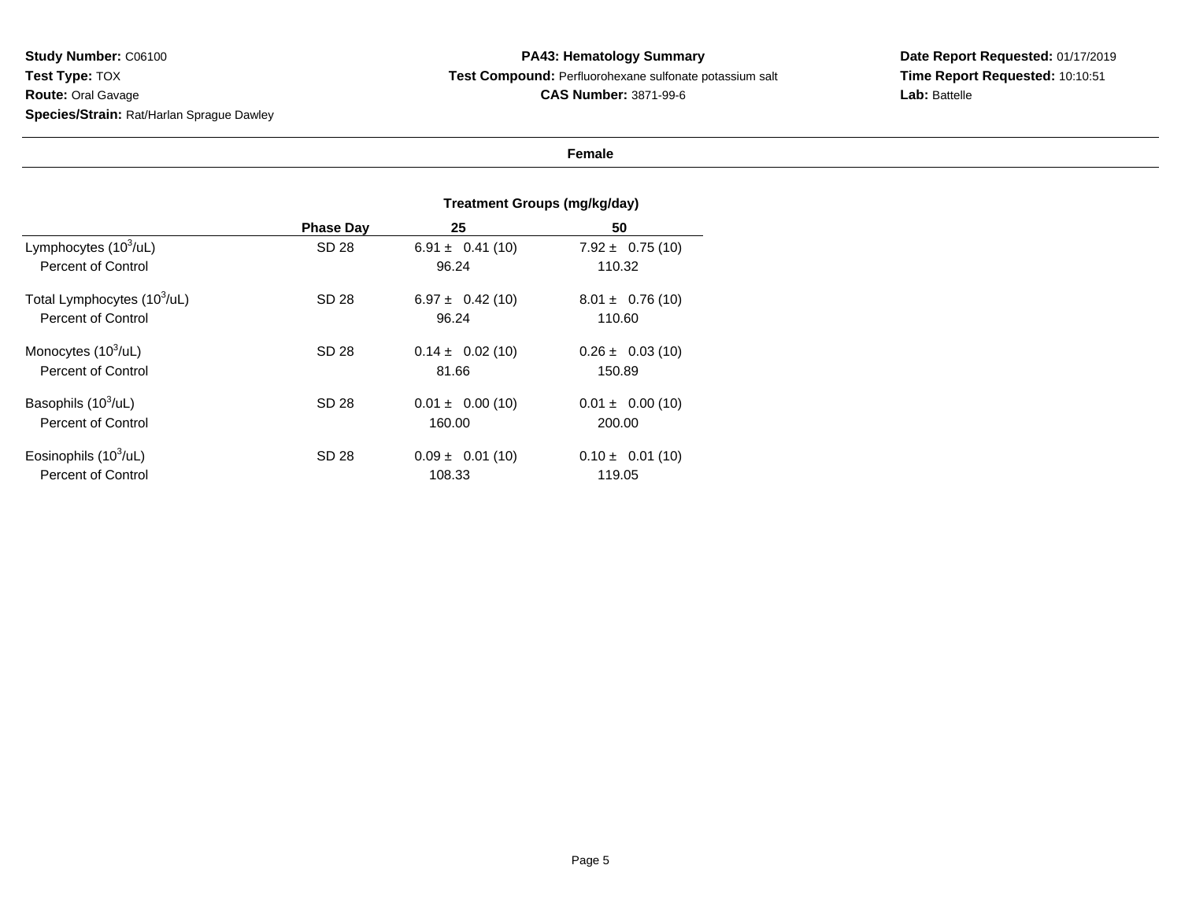**Study Number:** C06100
**Test Type:** TOX
**Route:** Oral Gavage
**Species/Strain:** Rat/Harlan Sprague Dawley

**PA43: Hematology Summary**
**Test Compound:** Perfluorohexane sulfonate potassium salt
**CAS Number:** 3871-99-6

**Date Report Requested:** 01/17/2019
**Time Report Requested:** 10:10:51
**Lab:** Battelle

**Female**

| | | Treatment Groups (mg/kg/day) | |
|---|---|---|---|
| | **Phase Day** | **25** | **50** |
| Lymphocytes ($10^3$/uL) | SD 28 | 6.91 ± 0.41 (10) | 7.92 ± 0.75 (10) |
| Percent of Control | | 96.24 | 110.32 |
| Total Lymphocytes ($10^3$/uL) | SD 28 | 6.97 ± 0.42 (10) | 8.01 ± 0.76 (10) |
| Percent of Control | | 96.24 | 110.60 |
| Monocytes ($10^3$/uL) | SD 28 | 0.14 ± 0.02 (10) | 0.26 ± 0.03 (10) |
| Percent of Control | | 81.66 | 150.89 |
| Basophils ($10^3$/uL) | SD 28 | 0.01 ± 0.00 (10) | 0.01 ± 0.00 (10) |
| Percent of Control | | 160.00 | 200.00 |
| Eosinophils ($10^3$/uL) | SD 28 | 0.09 ± 0.01 (10) | 0.10 ± 0.01 (10) |
| Percent of Control | | 108.33 | 119.05 |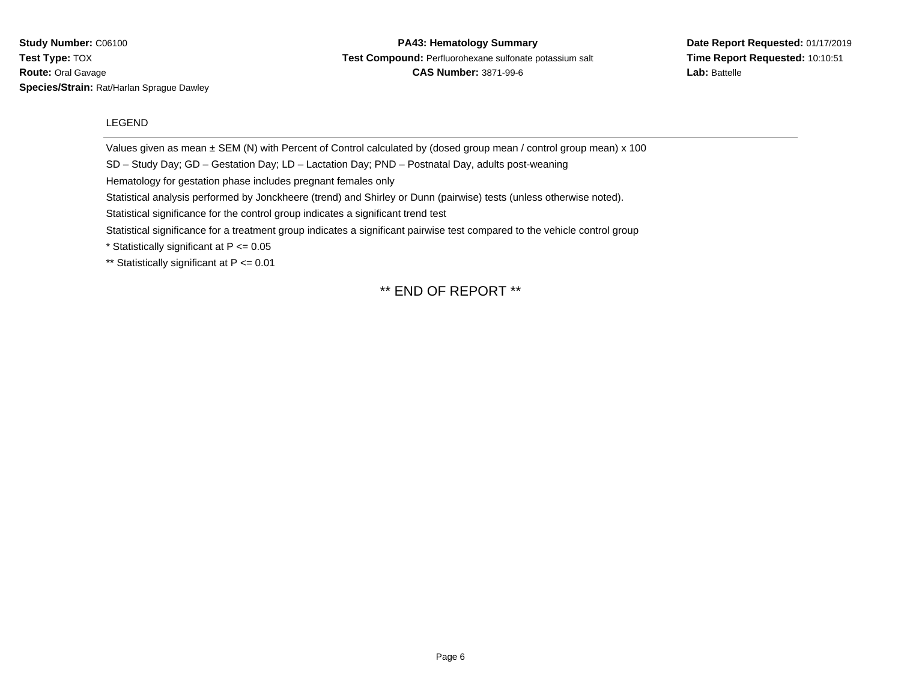LEGEND

Values given as mean ± SEM (N) with Percent of Control calculated by (dosed group mean / control group mean) x 100

SD – Study Day; GD – Gestation Day; LD – Lactation Day; PND – Postnatal Day, adults post-weaning

Hematology for gestation phase includes pregnant females only

Statistical analysis performed by Jonckheere (trend) and Shirley or Dunn (pairwise) tests (unless otherwise noted).

Statistical significance for the control group indicates a significant trend test

Statistical significance for a treatment group indicates a significant pairwise test compared to the vehicle control group

* Statistically significant at P <= 0.05

** Statistically significant at P <= 0.01

** END OF REPORT **